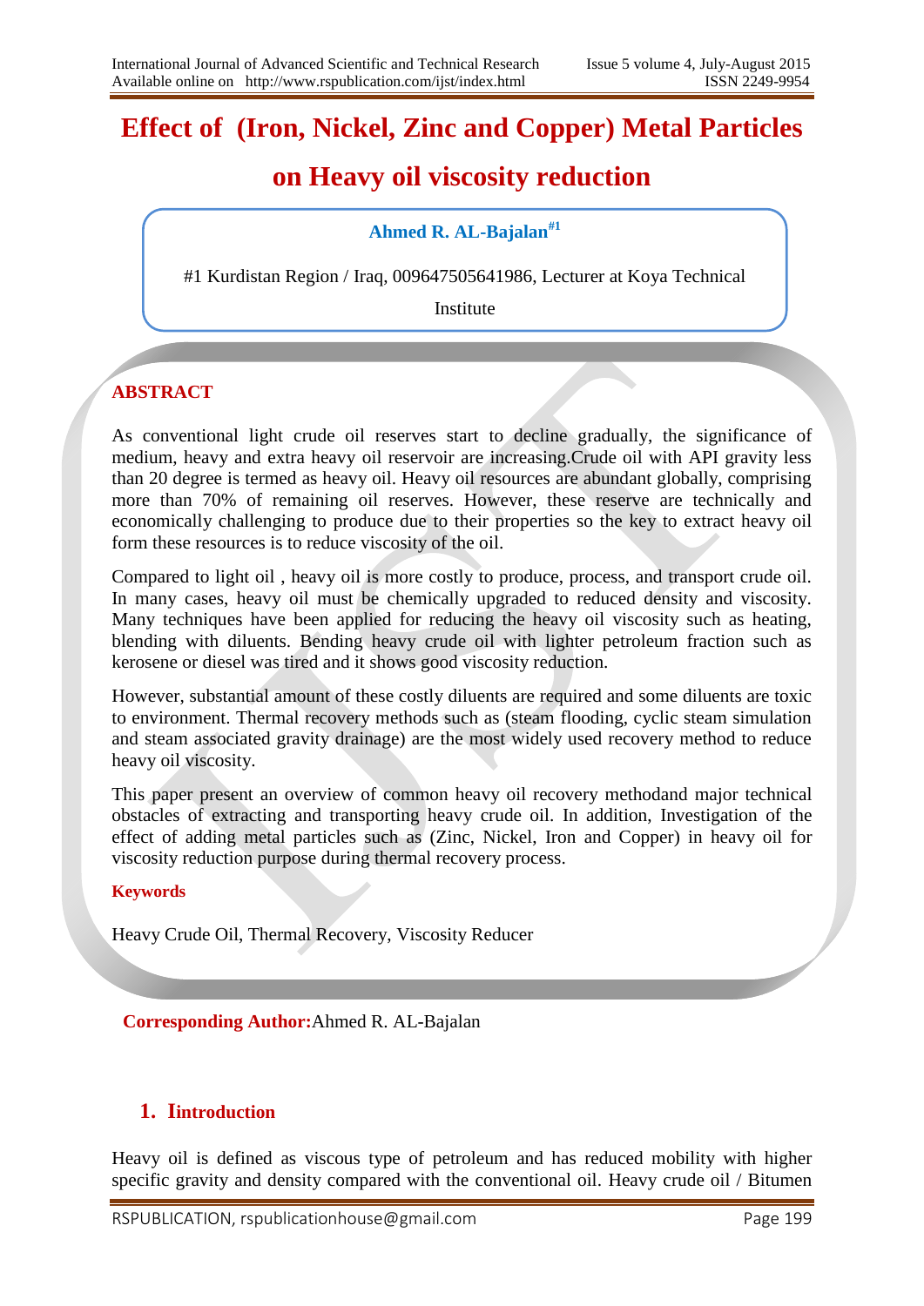# Effect of (Iron, Nickel, Zinc and Copper) Metal Particles on Heavy oil viscosity reduction

**Ahmed R. AL-Bajalan[#1]**

#1 Kurdistan Region / Iraq, 009647505641986, Lecturer at Koya Technical Institute

## ABSTRACT

As conventional light crude oil reserves start to decline gradually, the significance of medium, heavy and extra heavy oil reservoir are increasing.Crude oil with API gravity less than 20 degree is termed as heavy oil. Heavy oil resources are abundant globally, comprising more than 70% of remaining oil reserves. However, these reserve are technically and economically challenging to produce due to their properties so the key to extract heavy oil form these resources is to reduce viscosity of the oil.

Compared to light oil , heavy oil is more costly to produce, process, and transport crude oil. In many cases, heavy oil must be chemically upgraded to reduced density and viscosity. Many techniques have been applied for reducing the heavy oil viscosity such as heating, blending with diluents. Bending heavy crude oil with lighter petroleum fraction such as kerosene or diesel was tired and it shows good viscosity reduction.

However, substantial amount of these costly diluents are required and some diluents are toxic to environment. Thermal recovery methods such as (steam flooding, cyclic steam simulation and steam associated gravity drainage) are the most widely used recovery method to reduce heavy oil viscosity.

This paper present an overview of common heavy oil recovery methodand major technical obstacles of extracting and transporting heavy crude oil. In addition, Investigation of the effect of adding metal particles such as (Zinc, Nickel, Iron and Copper) in heavy oil for viscosity reduction purpose during thermal recovery process.

**Keywords**

Heavy Crude Oil, Thermal Recovery, Viscosity Reducer

**Corresponding Author:** Ahmed R. AL-Bajalan

## 1. Iintroduction

Heavy oil is defined as viscous type of petroleum and has reduced mobility with higher specific gravity and density compared with the conventional oil. Heavy crude oil / Bitumen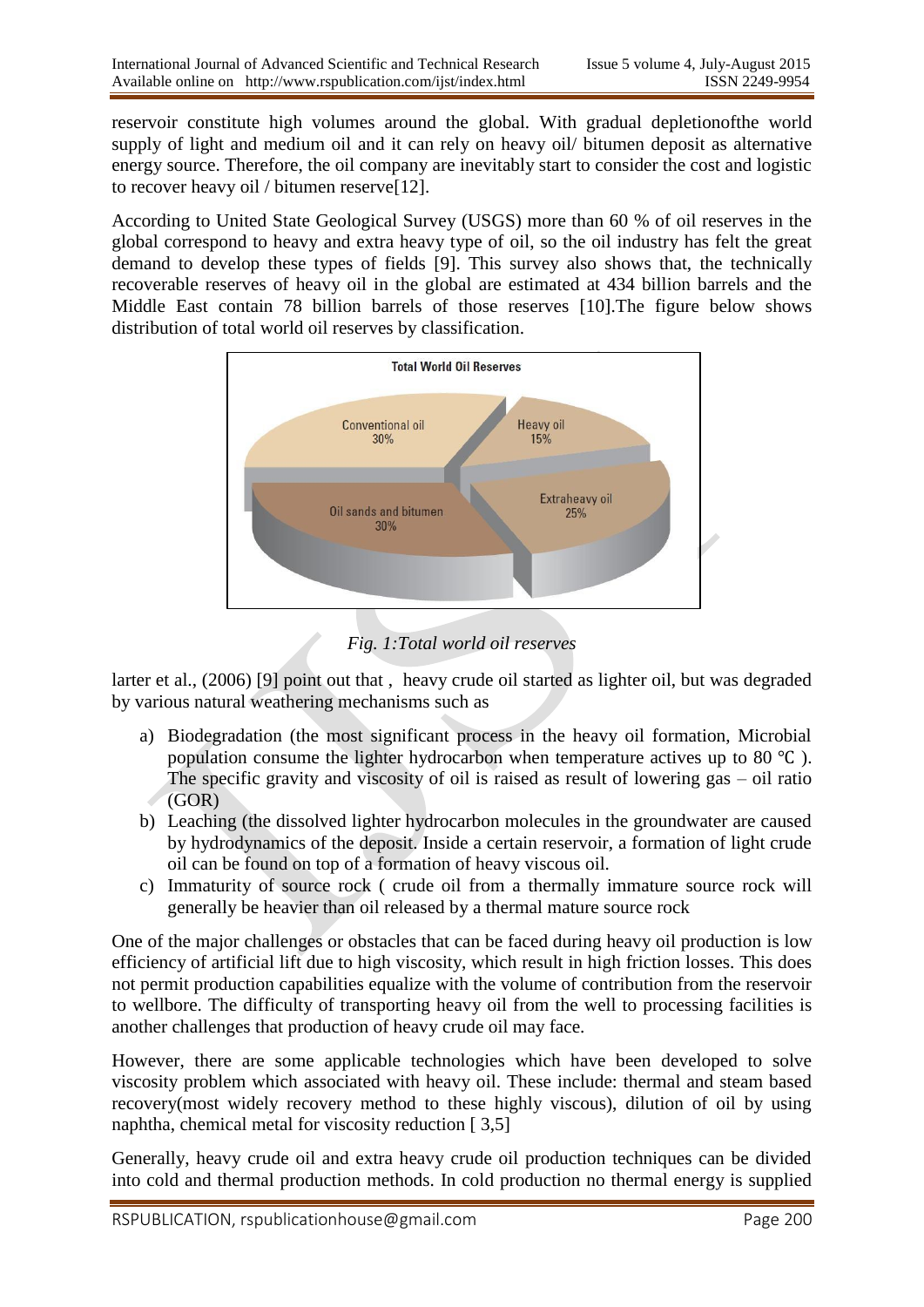reservoir constitute high volumes around the global. With gradual depletionofthe world supply of light and medium oil and it can rely on heavy oil/ bitumen deposit as alternative energy source. Therefore, the oil company are inevitably start to consider the cost and logistic to recover heavy oil / bitumen reserve[12].

According to United State Geological Survey (USGS) more than 60 % of oil reserves in the global correspond to heavy and extra heavy type of oil, so the oil industry has felt the great demand to develop these types of fields [9]. This survey also shows that, the technically recoverable reserves of heavy oil in the global are estimated at 434 billion barrels and the Middle East contain 78 billion barrels of those reserves [10].The figure below shows distribution of total world oil reserves by classification.

*Fig. 1:Total world oil reserves*

larter et al., (2006) [9] point out that , heavy crude oil started as lighter oil, but was degraded by various natural weathering mechanisms such as

a) Biodegradation (the most significant process in the heavy oil formation, Microbial population consume the lighter hydrocarbon when temperature actives up to 80 ℃ ). The specific gravity and viscosity of oil is raised as result of lowering gas – oil ratio (GOR)
b) Leaching (the dissolved lighter hydrocarbon molecules in the groundwater are caused by hydrodynamics of the deposit. Inside a certain reservoir, a formation of light crude oil can be found on top of a formation of heavy viscous oil.
c) Immaturity of source rock ( crude oil from a thermally immature source rock will generally be heavier than oil released by a thermal mature source rock

One of the major challenges or obstacles that can be faced during heavy oil production is low efficiency of artificial lift due to high viscosity, which result in high friction losses. This does not permit production capabilities equalize with the volume of contribution from the reservoir to wellbore. The difficulty of transporting heavy oil from the well to processing facilities is another challenges that production of heavy crude oil may face.

However, there are some applicable technologies which have been developed to solve viscosity problem which associated with heavy oil. These include: thermal and steam based recovery(most widely recovery method to these highly viscous), dilution of oil by using naphtha, chemical metal for viscosity reduction [ 3,5]

Generally, heavy crude oil and extra heavy crude oil production techniques can be divided into cold and thermal production methods. In cold production no thermal energy is supplied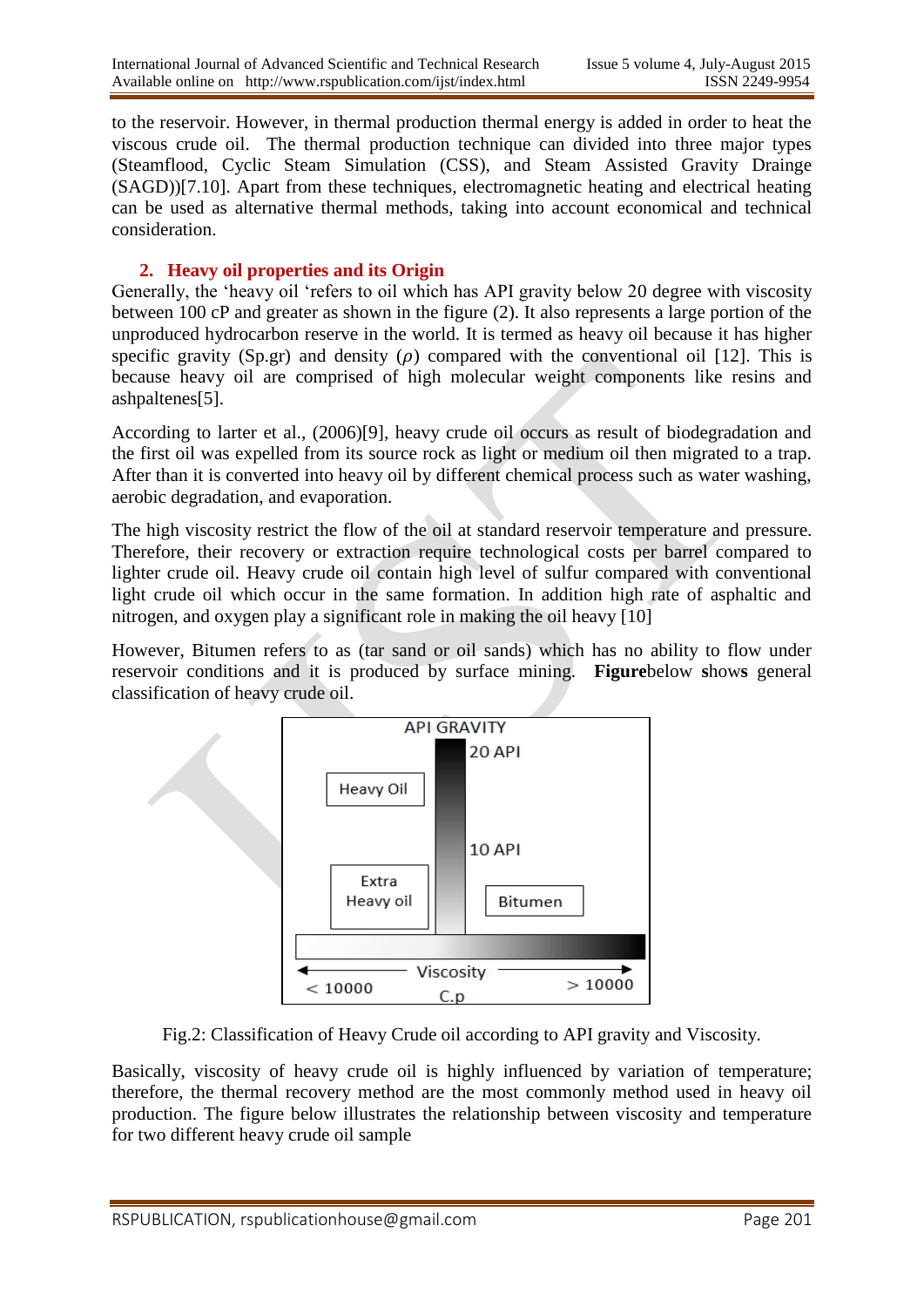to the reservoir. However, in thermal production thermal energy is added in order to heat the viscous crude oil. The thermal production technique can divided into three major types (Steamflood, Cyclic Steam Simulation (CSS), and Steam Assisted Gravity Drainge (SAGD))[7.10]. Apart from these techniques, electromagnetic heating and electrical heating can be used as alternative thermal methods, taking into account economical and technical consideration.

## 2. Heavy oil properties and its Origin

Generally, the 'heavy oil 'refers to oil which has API gravity below 20 degree with viscosity between 100 cP and greater as shown in the figure (2). It also represents a large portion of the unproduced hydrocarbon reserve in the world. It is termed as heavy oil because it has higher specific gravity (Sp.gr) and density ($\rho$) compared with the conventional oil [12]. This is because heavy oil are comprised of high molecular weight components like resins and ashpaltenes[5].

According to larter et al., (2006)[9], heavy crude oil occurs as result of biodegradation and the first oil was expelled from its source rock as light or medium oil then migrated to a trap. After than it is converted into heavy oil by different chemical process such as water washing, aerobic degradation, and evaporation.

The high viscosity restrict the flow of the oil at standard reservoir temperature and pressure. Therefore, their recovery or extraction require technological costs per barrel compared to lighter crude oil. Heavy crude oil contain high level of sulfur compared with conventional light crude oil which occur in the same formation. In addition high rate of asphaltic and nitrogen, and oxygen play a significant role in making the oil heavy [10]

However, Bitumen refers to as (tar sand or oil sands) which has no ability to flow under reservoir conditions and it is produced by surface mining. **Figure**below **s**hows general classification of heavy crude oil.

API GRAVITY

20 API

Heavy Oil

10 API

Extra Heavy oil

Bitumen

Viscosity C.p

< 10000

> 10000

Fig.2: Classification of Heavy Crude oil according to API gravity and Viscosity.

Basically, viscosity of heavy crude oil is highly influenced by variation of temperature; therefore, the thermal recovery method are the most commonly method used in heavy oil production. The figure below illustrates the relationship between viscosity and temperature for two different heavy crude oil sample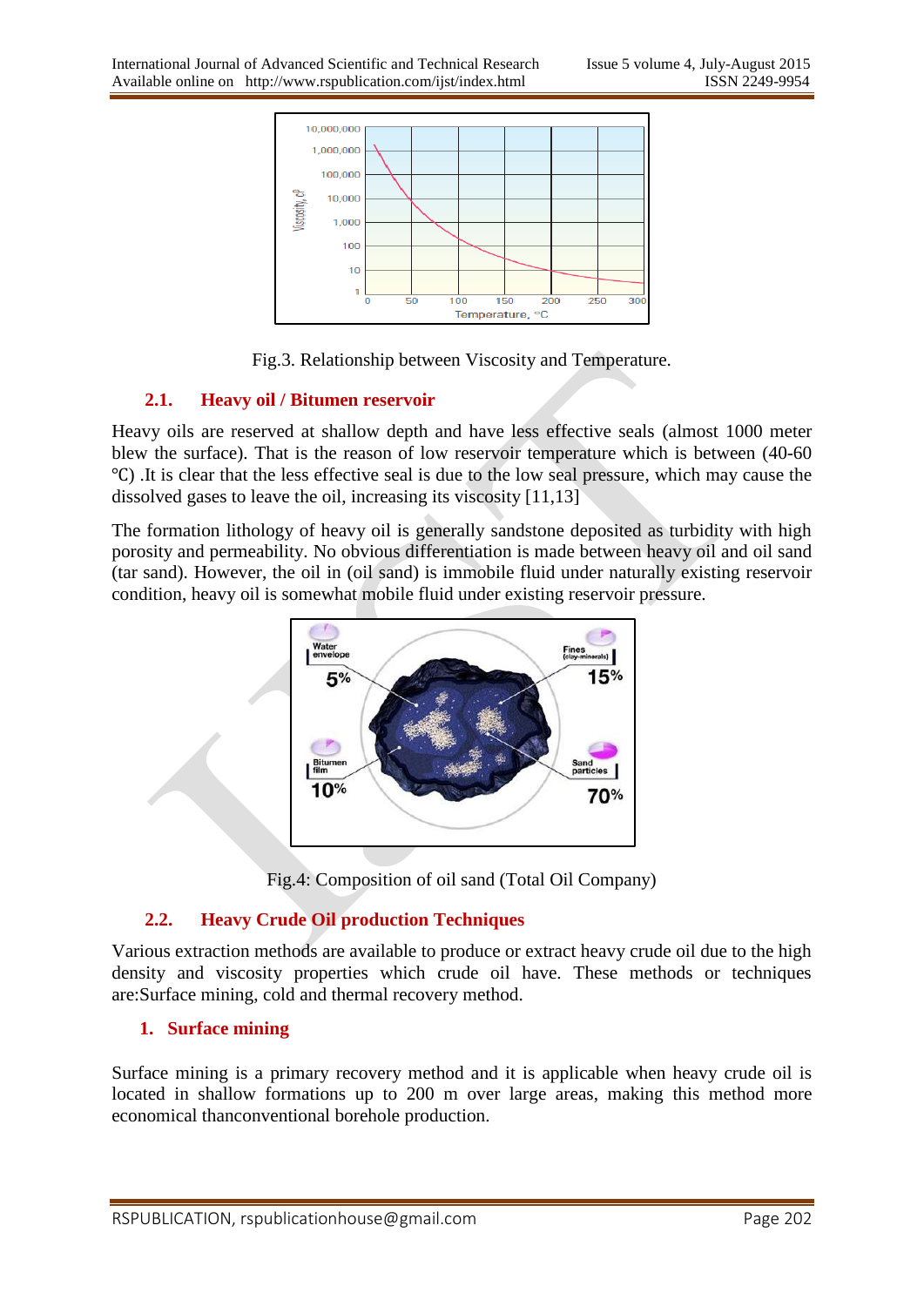Fig.3. Relationship between Viscosity and Temperature.

### 2.1. Heavy oil / Bitumen reservoir

Heavy oils are reserved at shallow depth and have less effective seals (almost 1000 meter blew the surface). That is the reason of low reservoir temperature which is between (40-60 ℃) .It is clear that the less effective seal is due to the low seal pressure, which may cause the dissolved gases to leave the oil, increasing its viscosity [11,13]

The formation lithology of heavy oil is generally sandstone deposited as turbidity with high porosity and permeability. No obvious differentiation is made between heavy oil and oil sand (tar sand). However, the oil in (oil sand) is immobile fluid under naturally existing reservoir condition, heavy oil is somewhat mobile fluid under existing reservoir pressure.

Fig.4: Composition of oil sand (Total Oil Company)

### 2.2. Heavy Crude Oil production Techniques

Various extraction methods are available to produce or extract heavy crude oil due to the high density and viscosity properties which crude oil have. These methods or techniques are:Surface mining, cold and thermal recovery method.

#### 1. Surface mining

Surface mining is a primary recovery method and it is applicable when heavy crude oil is located in shallow formations up to 200 m over large areas, making this method more economical thanconventional borehole production.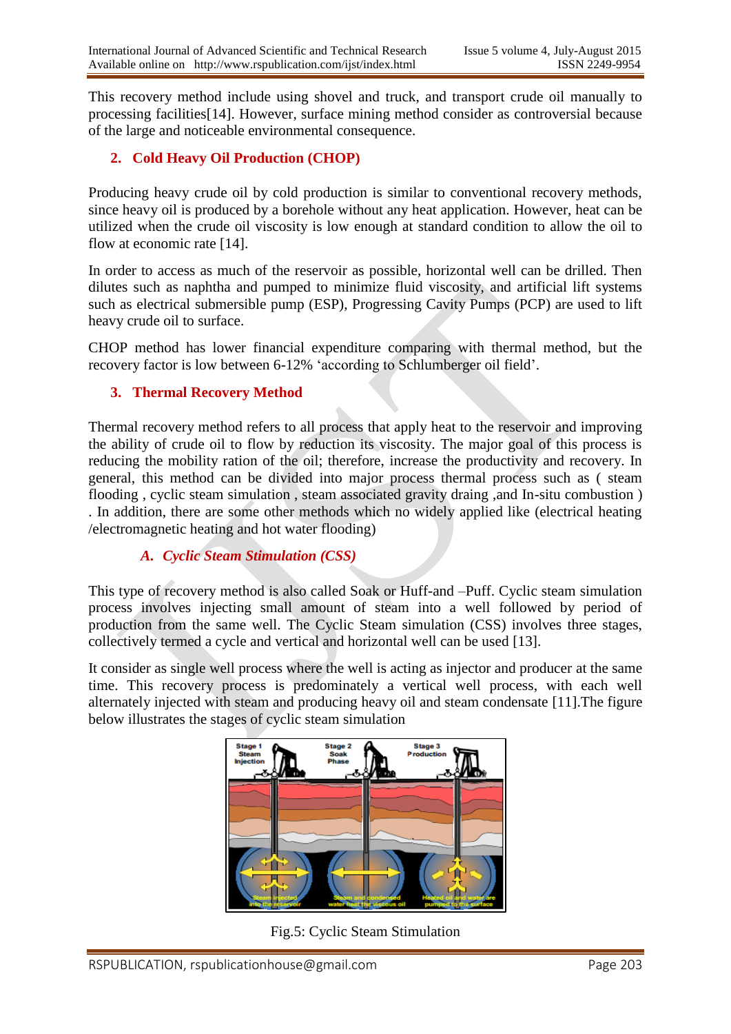This recovery method include using shovel and truck, and transport crude oil manually to processing facilities[14]. However, surface mining method consider as controversial because of the large and noticeable environmental consequence.

## 2. Cold Heavy Oil Production (CHOP)

Producing heavy crude oil by cold production is similar to conventional recovery methods, since heavy oil is produced by a borehole without any heat application. However, heat can be utilized when the crude oil viscosity is low enough at standard condition to allow the oil to flow at economic rate [14].

In order to access as much of the reservoir as possible, horizontal well can be drilled. Then dilutes such as naphtha and pumped to minimize fluid viscosity, and artificial lift systems such as electrical submersible pump (ESP), Progressing Cavity Pumps (PCP) are used to lift heavy crude oil to surface.

CHOP method has lower financial expenditure comparing with thermal method, but the recovery factor is low between 6-12% 'according to Schlumberger oil field'.

## 3. Thermal Recovery Method

Thermal recovery method refers to all process that apply heat to the reservoir and improving the ability of crude oil to flow by reduction its viscosity. The major goal of this process is reducing the mobility ration of the oil; therefore, increase the productivity and recovery. In general, this method can be divided into major process thermal process such as ( steam flooding , cyclic steam simulation , steam associated gravity draing ,and In-situ combustion ) . In addition, there are some other methods which no widely applied like (electrical heating /electromagnetic heating and hot water flooding)

### *A. Cyclic Steam Stimulation (CSS)*

This type of recovery method is also called Soak or Huff-and –Puff. Cyclic steam simulation process involves injecting small amount of steam into a well followed by period of production from the same well. The Cyclic Steam simulation (CSS) involves three stages, collectively termed a cycle and vertical and horizontal well can be used [13].

It consider as single well process where the well is acting as injector and producer at the same time. This recovery process is predominately a vertical well process, with each well alternately injected with steam and producing heavy oil and steam condensate [11].The figure below illustrates the stages of cyclic steam simulation

Fig.5: Cyclic Steam Stimulation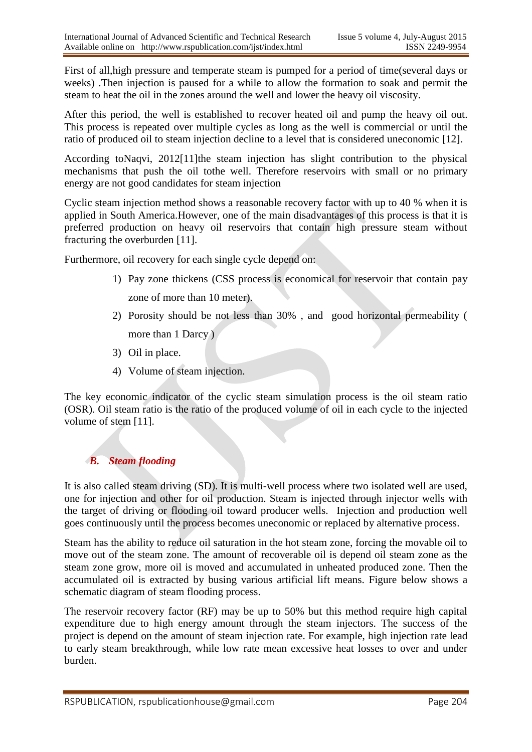First of all,high pressure and temperate steam is pumped for a period of time(several days or weeks) .Then injection is paused for a while to allow the formation to soak and permit the steam to heat the oil in the zones around the well and lower the heavy oil viscosity.

After this period, the well is established to recover heated oil and pump the heavy oil out. This process is repeated over multiple cycles as long as the well is commercial or until the ratio of produced oil to steam injection decline to a level that is considered uneconomic [12].

According toNaqvi, 2012[11]the steam injection has slight contribution to the physical mechanisms that push the oil tothe well. Therefore reservoirs with small or no primary energy are not good candidates for steam injection

Cyclic steam injection method shows a reasonable recovery factor with up to 40 % when it is applied in South America.However, one of the main disadvantages of this process is that it is preferred production on heavy oil reservoirs that contain high pressure steam without fracturing the overburden [11].

Furthermore, oil recovery for each single cycle depend on:

1) Pay zone thickens (CSS process is economical for reservoir that contain pay zone of more than 10 meter).
2) Porosity should be not less than 30% , and good horizontal permeability ( more than 1 Darcy )
3) Oil in place.
4) Volume of steam injection.

The key economic indicator of the cyclic steam simulation process is the oil steam ratio (OSR). Oil steam ratio is the ratio of the produced volume of oil in each cycle to the injected volume of stem [11].

### *B. Steam flooding*

It is also called steam driving (SD). It is multi-well process where two isolated well are used, one for injection and other for oil production. Steam is injected through injector wells with the target of driving or flooding oil toward producer wells. Injection and production well goes continuously until the process becomes uneconomic or replaced by alternative process.

Steam has the ability to reduce oil saturation in the hot steam zone, forcing the movable oil to move out of the steam zone. The amount of recoverable oil is depend oil steam zone as the steam zone grow, more oil is moved and accumulated in unheated produced zone. Then the accumulated oil is extracted by busing various artificial lift means. Figure below shows a schematic diagram of steam flooding process.

The reservoir recovery factor (RF) may be up to 50% but this method require high capital expenditure due to high energy amount through the steam injectors. The success of the project is depend on the amount of steam injection rate. For example, high injection rate lead to early steam breakthrough, while low rate mean excessive heat losses to over and under burden.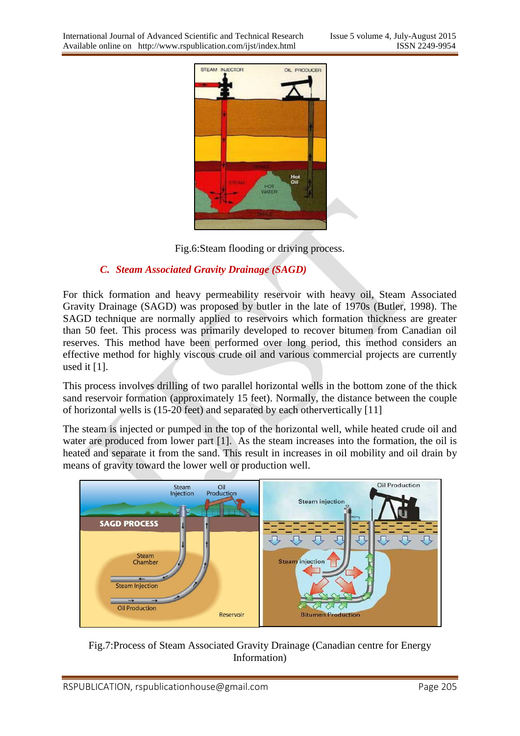Fig.6:Steam flooding or driving process.

### C. *Steam Associated Gravity Drainage (SAGD)*

For thick formation and heavy permeability reservoir with heavy oil, Steam Associated Gravity Drainage (SAGD) was proposed by butler in the late of 1970s (Butler, 1998). The SAGD technique are normally applied to reservoirs which formation thickness are greater than 50 feet. This process was primarily developed to recover bitumen from Canadian oil reserves. This method have been performed over long period, this method considers an effective method for highly viscous crude oil and various commercial projects are currently used it [1].

This process involves drilling of two parallel horizontal wells in the bottom zone of the thick sand reservoir formation (approximately 15 feet). Normally, the distance between the couple of horizontal wells is (15-20 feet) and separated by each othervertically [11]

The steam is injected or pumped in the top of the horizontal well, while heated crude oil and water are produced from lower part [1]. As the steam increases into the formation, the oil is heated and separate it from the sand. This result in increases in oil mobility and oil drain by means of gravity toward the lower well or production well.

Fig.7:Process of Steam Associated Gravity Drainage (Canadian centre for Energy Information)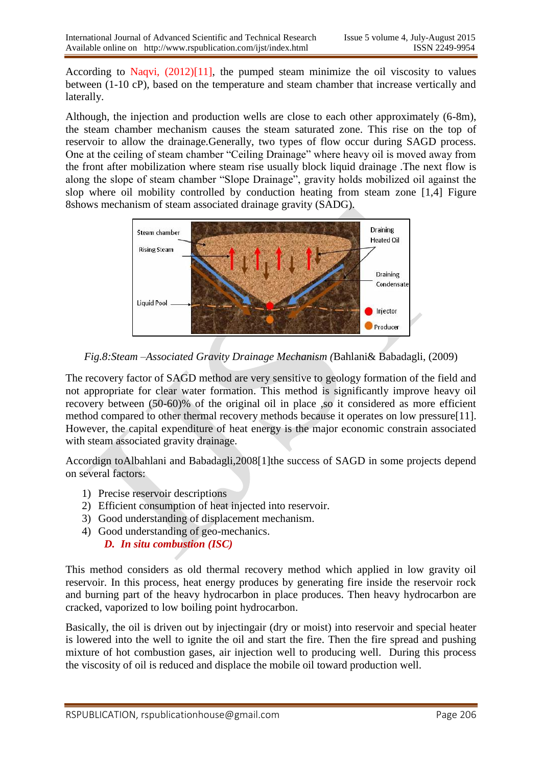According to Naqvi, (2012)[11], the pumped steam minimize the oil viscosity to values between (1-10 cP), based on the temperature and steam chamber that increase vertically and laterally.

Although, the injection and production wells are close to each other approximately (6-8m), the steam chamber mechanism causes the steam saturated zone. This rise on the top of reservoir to allow the drainage.Generally, two types of flow occur during SAGD process. One at the ceiling of steam chamber "Ceiling Drainage" where heavy oil is moved away from the front after mobilization where steam rise usually block liquid drainage .The next flow is along the slope of steam chamber "Slope Drainage", gravity holds mobilized oil against the slop where oil mobility controlled by conduction heating from steam zone [1,4] Figure 8shows mechanism of steam associated drainage gravity (SADG).

*Fig.8:Steam –Associated Gravity Drainage Mechanism (*Bahlani& Babadagli, (2009)

The recovery factor of SAGD method are very sensitive to geology formation of the field and not appropriate for clear water formation. This method is significantly improve heavy oil recovery between (50-60)% of the original oil in place ,so it considered as more efficient method compared to other thermal recovery methods because it operates on low pressure[11]. However, the capital expenditure of heat energy is the major economic constrain associated with steam associated gravity drainage.

Accordign toAlbahlani and Babadagli,2008[1]the success of SAGD in some projects depend on several factors:

1) Precise reservoir descriptions
2) Efficient consumption of heat injected into reservoir.
3) Good understanding of displacement mechanism.
4) Good understanding of geo-mechanics.

### *D. In situ combustion (ISC)*

This method considers as old thermal recovery method which applied in low gravity oil reservoir. In this process, heat energy produces by generating fire inside the reservoir rock and burning part of the heavy hydrocarbon in place produces. Then heavy hydrocarbon are cracked, vaporized to low boiling point hydrocarbon.

Basically, the oil is driven out by injectingair (dry or moist) into reservoir and special heater is lowered into the well to ignite the oil and start the fire. Then the fire spread and pushing mixture of hot combustion gases, air injection well to producing well. During this process the viscosity of oil is reduced and displace the mobile oil toward production well.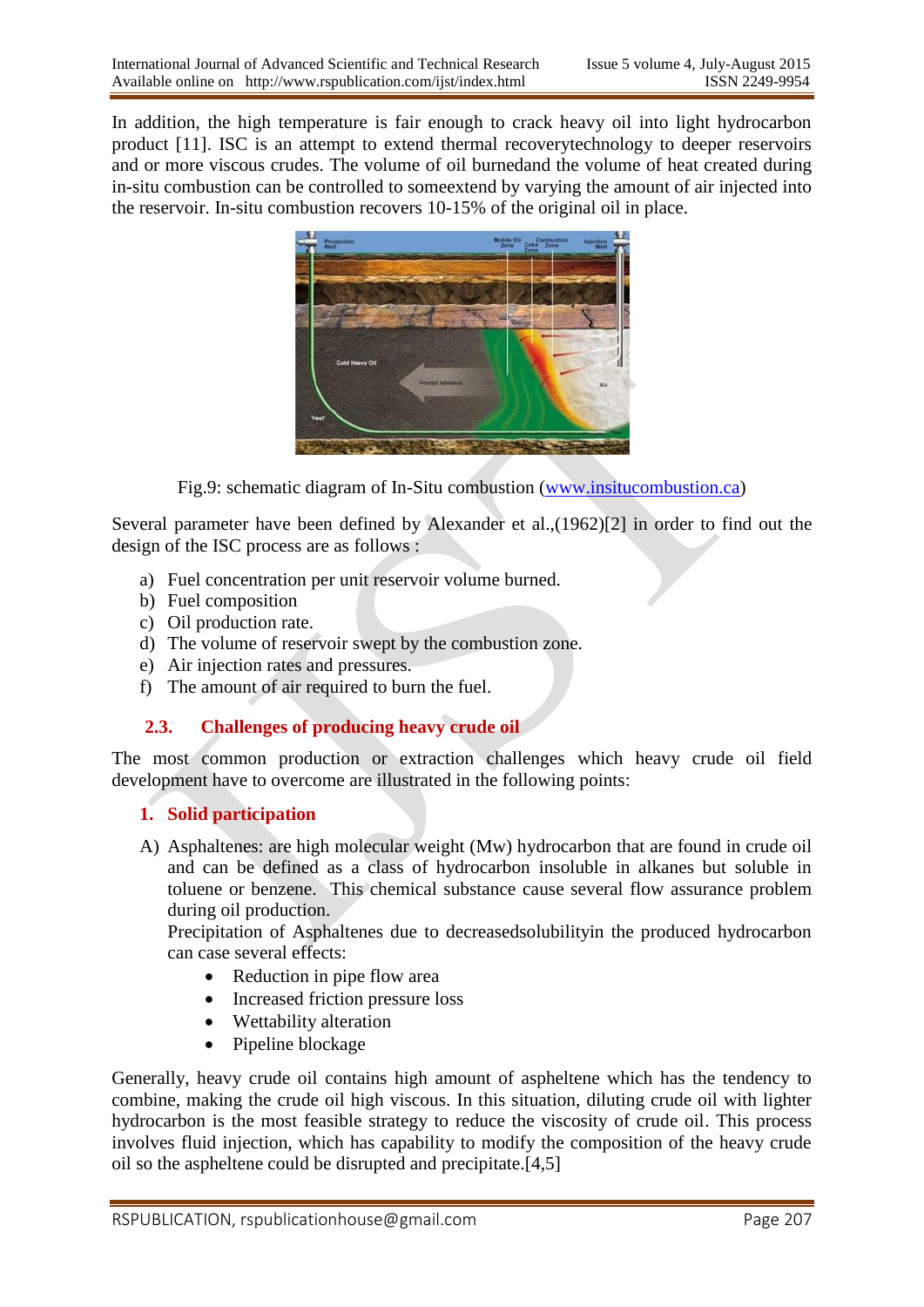In addition, the high temperature is fair enough to crack heavy oil into light hydrocarbon product [11]. ISC is an attempt to extend thermal recoverytechnology to deeper reservoirs and or more viscous crudes. The volume of oil burnedand the volume of heat created during in-situ combustion can be controlled to someextend by varying the amount of air injected into the reservoir. In-situ combustion recovers 10-15% of the original oil in place.

Fig.9: schematic diagram of In-Situ combustion (www.insitucombustion.ca)

Several parameter have been defined by Alexander et al.,(1962)[2] in order to find out the design of the ISC process are as follows :

a) Fuel concentration per unit reservoir volume burned.
b) Fuel composition
c) Oil production rate.
d) The volume of reservoir swept by the combustion zone.
e) Air injection rates and pressures.
f) The amount of air required to burn the fuel.

### 2.3. Challenges of producing heavy crude oil

The most common production or extraction challenges which heavy crude oil field development have to overcome are illustrated in the following points:

#### 1. Solid participation

A) Asphaltenes: are high molecular weight (Mw) hydrocarbon that are found in crude oil and can be defined as a class of hydrocarbon insoluble in alkanes but soluble in toluene or benzene. This chemical substance cause several flow assurance problem during oil production.
   Precipitation of Asphaltenes due to decreasedsolubilityin the produced hydrocarbon can case several effects:
   - Reduction in pipe flow area
   - Increased friction pressure loss
   - Wettability alteration
   - Pipeline blockage

Generally, heavy crude oil contains high amount of aspheltene which has the tendency to combine, making the crude oil high viscous. In this situation, diluting crude oil with lighter hydrocarbon is the most feasible strategy to reduce the viscosity of crude oil. This process involves fluid injection, which has capability to modify the composition of the heavy crude oil so the aspheltene could be disrupted and precipitate.[4,5]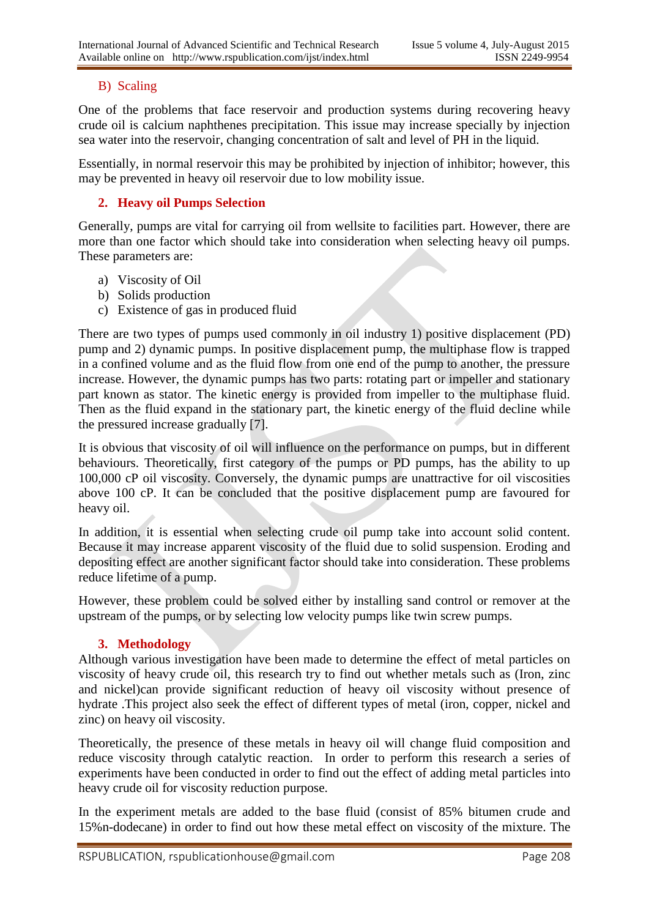### B) Scaling

One of the problems that face reservoir and production systems during recovering heavy crude oil is calcium naphthenes precipitation. This issue may increase specially by injection sea water into the reservoir, changing concentration of salt and level of PH in the liquid.

Essentially, in normal reservoir this may be prohibited by injection of inhibitor; however, this may be prevented in heavy oil reservoir due to low mobility issue.

## 2. Heavy oil Pumps Selection

Generally, pumps are vital for carrying oil from wellsite to facilities part. However, there are more than one factor which should take into consideration when selecting heavy oil pumps. These parameters are:

a) Viscosity of Oil
b) Solids production
c) Existence of gas in produced fluid

There are two types of pumps used commonly in oil industry 1) positive displacement (PD) pump and 2) dynamic pumps. In positive displacement pump, the multiphase flow is trapped in a confined volume and as the fluid flow from one end of the pump to another, the pressure increase. However, the dynamic pumps has two parts: rotating part or impeller and stationary part known as stator. The kinetic energy is provided from impeller to the multiphase fluid. Then as the fluid expand in the stationary part, the kinetic energy of the fluid decline while the pressured increase gradually [7].

It is obvious that viscosity of oil will influence on the performance on pumps, but in different behaviours. Theoretically, first category of the pumps or PD pumps, has the ability to up 100,000 cP oil viscosity. Conversely, the dynamic pumps are unattractive for oil viscosities above 100 cP. It can be concluded that the positive displacement pump are favoured for heavy oil.

In addition, it is essential when selecting crude oil pump take into account solid content. Because it may increase apparent viscosity of the fluid due to solid suspension. Eroding and depositing effect are another significant factor should take into consideration. These problems reduce lifetime of a pump.

However, these problem could be solved either by installing sand control or remover at the upstream of the pumps, or by selecting low velocity pumps like twin screw pumps.

## 3. Methodology

Although various investigation have been made to determine the effect of metal particles on viscosity of heavy crude oil, this research try to find out whether metals such as (Iron, zinc and nickel)can provide significant reduction of heavy oil viscosity without presence of hydrate .This project also seek the effect of different types of metal (iron, copper, nickel and zinc) on heavy oil viscosity.

Theoretically, the presence of these metals in heavy oil will change fluid composition and reduce viscosity through catalytic reaction. In order to perform this research a series of experiments have been conducted in order to find out the effect of adding metal particles into heavy crude oil for viscosity reduction purpose.

In the experiment metals are added to the base fluid (consist of 85% bitumen crude and 15%n-dodecane) in order to find out how these metal effect on viscosity of the mixture. The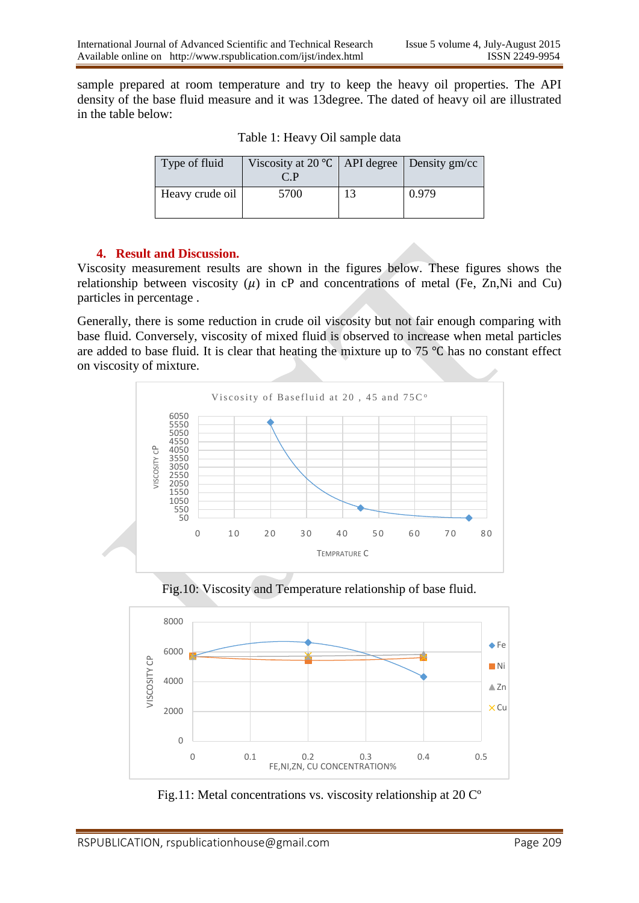sample prepared at room temperature and try to keep the heavy oil properties. The API density of the base fluid measure and it was 13degree. The dated of heavy oil are illustrated in the table below:

Table 1: Heavy Oil sample data

| Type of fluid | Viscosity at 20 ℃ C.P | API degree | Density gm/cc |
|---|---|---|---|
| Heavy crude oil | 5700 | 13 | 0.979 |

## 4. Result and Discussion.

Viscosity measurement results are shown in the figures below. These figures shows the relationship between viscosity ($\mu$) in cP and concentrations of metal (Fe, Zn,Ni and Cu) particles in percentage .

Generally, there is some reduction in crude oil viscosity but not fair enough comparing with base fluid. Conversely, viscosity of mixed fluid is observed to increase when metal particles are added to base fluid. It is clear that heating the mixture up to 75 ℃ has no constant effect on viscosity of mixture.

Fig.10: Viscosity and Temperature relationship of base fluid.

Fig.11: Metal concentrations vs. viscosity relationship at 20 Cº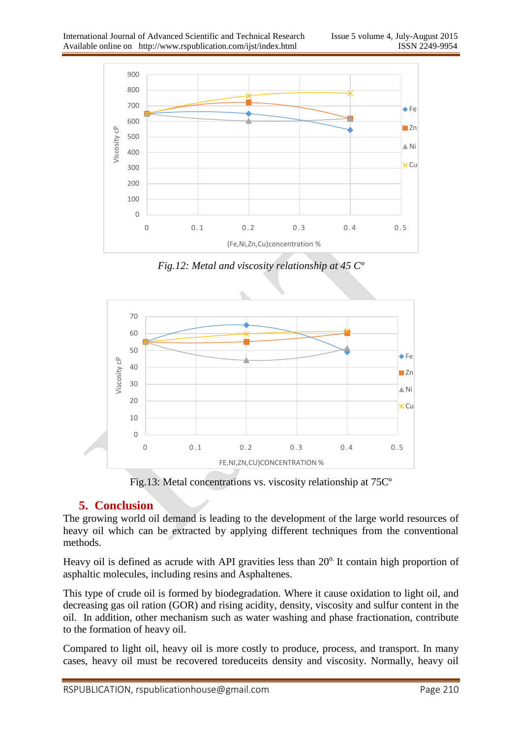Fig.12: *Metal and viscosity relationship at 45 C°*

Fig.13: Metal concentrations vs. viscosity relationship at 75C°

## 5. Conclusion

The growing world oil demand is leading to the development of the large world resources of heavy oil which can be extracted by applying different techniques from the conventional methods.

Heavy oil is defined as acrude with API gravities less than 20°. It contain high proportion of asphaltic molecules, including resins and Asphaltenes.

This type of crude oil is formed by biodegradation. Where it cause oxidation to light oil, and decreasing gas oil ration (GOR) and rising acidity, density, viscosity and sulfur content in the oil. In addition, other mechanism such as water washing and phase fractionation, contribute to the formation of heavy oil.

Compared to light oil, heavy oil is more costly to produce, process, and transport. In many cases, heavy oil must be recovered toreduceits density and viscosity. Normally, heavy oil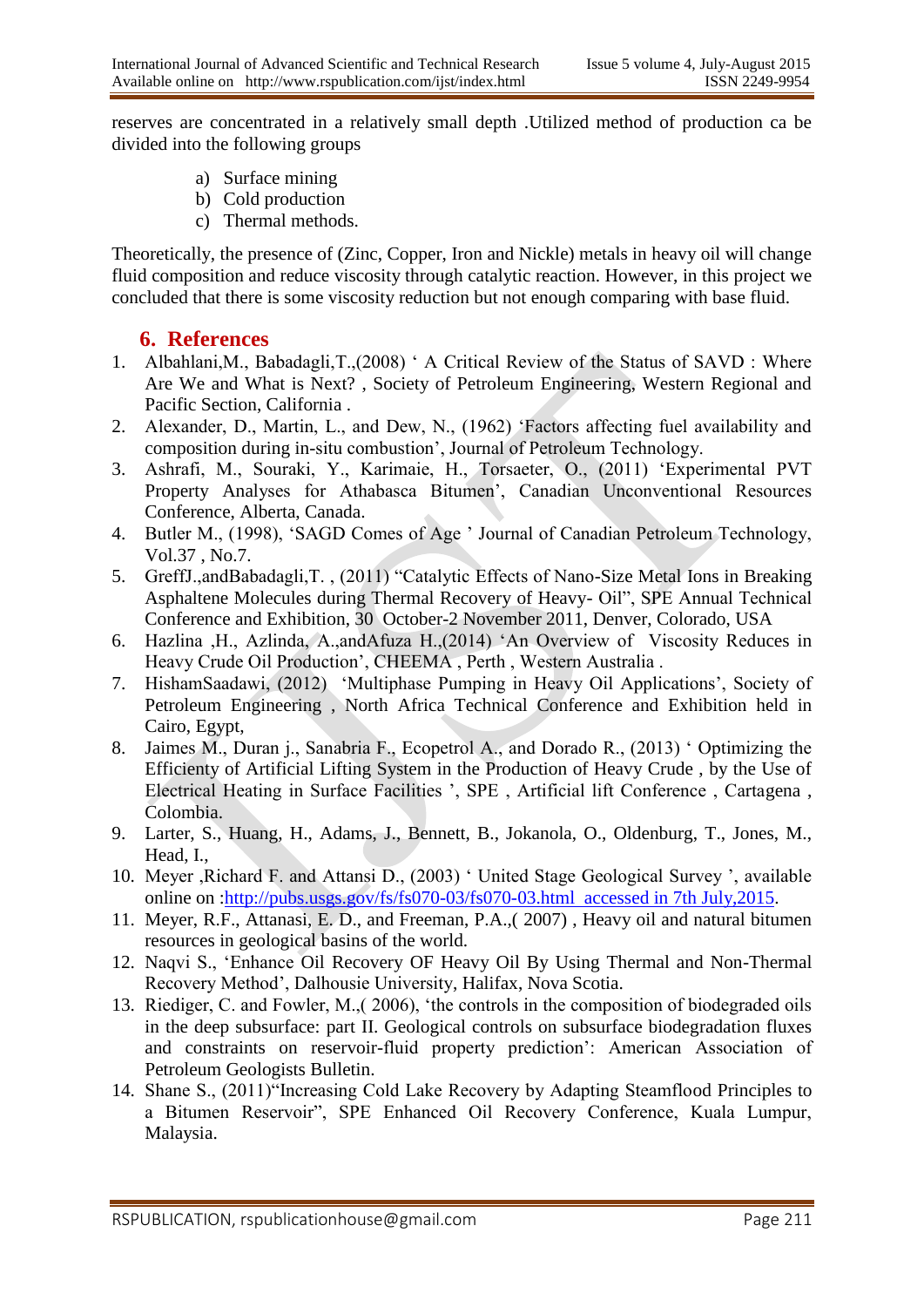reserves are concentrated in a relatively small depth .Utilized method of production ca be divided into the following groups

a) Surface mining
b) Cold production
c) Thermal methods.

Theoretically, the presence of (Zinc, Copper, Iron and Nickle) metals in heavy oil will change fluid composition and reduce viscosity through catalytic reaction. However, in this project we concluded that there is some viscosity reduction but not enough comparing with base fluid.

## 6. References

1. Albahlani,M., Babadagli,T.,(2008) ' A Critical Review of the Status of SAVD : Where Are We and What is Next? , Society of Petroleum Engineering, Western Regional and Pacific Section, California .
2. Alexander, D., Martin, L., and Dew, N., (1962) 'Factors affecting fuel availability and composition during in-situ combustion', Journal of Petroleum Technology.
3. Ashrafi, M., Souraki, Y., Karimaie, H., Torsaeter, O., (2011) 'Experimental PVT Property Analyses for Athabasca Bitumen', Canadian Unconventional Resources Conference, Alberta, Canada.
4. Butler M., (1998), 'SAGD Comes of Age ' Journal of Canadian Petroleum Technology, Vol.37 , No.7.
5. GreffJ.,andBabadagli,T. , (2011) "Catalytic Effects of Nano-Size Metal Ions in Breaking Asphaltene Molecules during Thermal Recovery of Heavy- Oil", SPE Annual Technical Conference and Exhibition, 30 October-2 November 2011, Denver, Colorado, USA
6. Hazlina ,H., Azlinda, A.,andAfuza H.,(2014) 'An Overview of Viscosity Reduces in Heavy Crude Oil Production', CHEEMA , Perth , Western Australia .
7. HishamSaadawi, (2012) 'Multiphase Pumping in Heavy Oil Applications', Society of Petroleum Engineering , North Africa Technical Conference and Exhibition held in Cairo, Egypt,
8. Jaimes M., Duran j., Sanabria F., Ecopetrol A., and Dorado R., (2013) ' Optimizing the Efficiency of Artificial Lifting System in the Production of Heavy Crude , by the Use of Electrical Heating in Surface Facilities ', SPE , Artificial lift Conference , Cartagena , Colombia.
9. Larter, S., Huang, H., Adams, J., Bennett, B., Jokanola, O., Oldenburg, T., Jones, M., Head, I.,
10. Meyer ,Richard F. and Attansi D., (2003) ' United Stage Geological Survey ', available online on :http://pubs.usgs.gov/fs/fs070-03/fs070-03.html accessed in 7th July,2015.
11. Meyer, R.F., Attanasi, E. D., and Freeman, P.A.,( 2007) , Heavy oil and natural bitumen resources in geological basins of the world.
12. Naqvi S., 'Enhance Oil Recovery OF Heavy Oil By Using Thermal and Non-Thermal Recovery Method', Dalhousie University, Halifax, Nova Scotia.
13. Riediger, C. and Fowler, M.,( 2006), 'the controls in the composition of biodegraded oils in the deep subsurface: part II. Geological controls on subsurface biodegradation fluxes and constraints on reservoir-fluid property prediction': American Association of Petroleum Geologists Bulletin.
14. Shane S., (2011)"Increasing Cold Lake Recovery by Adapting Steamflood Principles to a Bitumen Reservoir", SPE Enhanced Oil Recovery Conference, Kuala Lumpur, Malaysia.